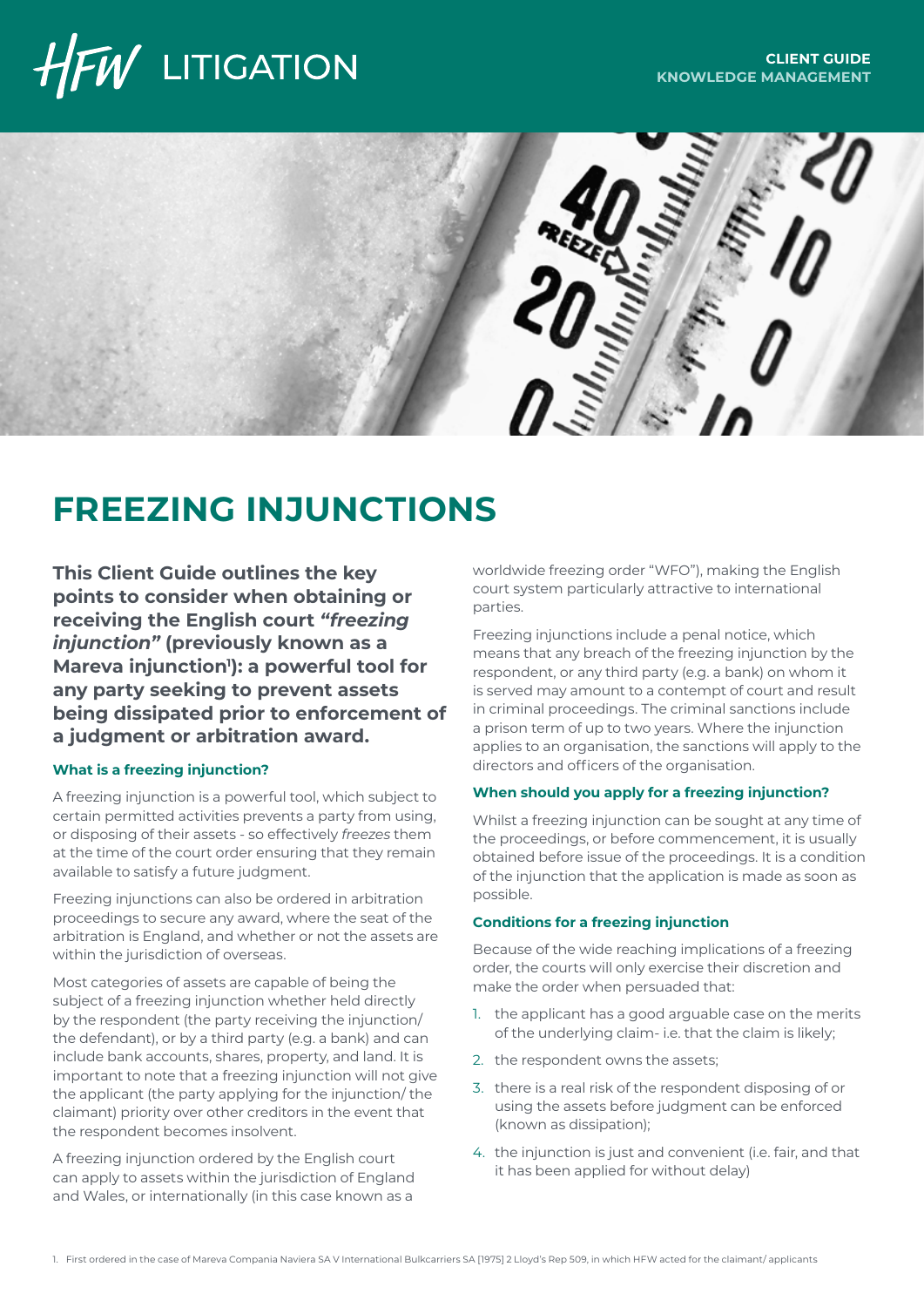HFW LITIGATION

**CLIENT GUIDE**
**KNOWLEDGE MANAGEMENT**

# FREEZING INJUNCTIONS

**This Client Guide outlines the key points to consider when obtaining or receiving the English court *"freezing injunction"* (previously known as a Mareva injunction[1]): a powerful tool for any party seeking to prevent assets being dissipated prior to enforcement of a judgment or arbitration award.**

### What is a freezing injunction?

A freezing injunction is a powerful tool, which subject to certain permitted activities prevents a party from using, or disposing of their assets - so effectively *freezes* them at the time of the court order ensuring that they remain available to satisfy a future judgment.

Freezing injunctions can also be ordered in arbitration proceedings to secure any award, where the seat of the arbitration is England, and whether or not the assets are within the jurisdiction of overseas.

Most categories of assets are capable of being the subject of a freezing injunction whether held directly by the respondent (the party receiving the injunction/ the defendant), or by a third party (e.g. a bank) and can include bank accounts, shares, property, and land. It is important to note that a freezing injunction will not give the applicant (the party applying for the injunction/ the claimant) priority over other creditors in the event that the respondent becomes insolvent.

A freezing injunction ordered by the English court can apply to assets within the jurisdiction of England and Wales, or internationally (in this case known as a worldwide freezing order "WFO"), making the English court system particularly attractive to international parties.

Freezing injunctions include a penal notice, which means that any breach of the freezing injunction by the respondent, or any third party (e.g. a bank) on whom it is served may amount to a contempt of court and result in criminal proceedings. The criminal sanctions include a prison term of up to two years. Where the injunction applies to an organisation, the sanctions will apply to the directors and officers of the organisation.

### When should you apply for a freezing injunction?

Whilst a freezing injunction can be sought at any time of the proceedings, or before commencement, it is usually obtained before issue of the proceedings. It is a condition of the injunction that the application is made as soon as possible.

### Conditions for a freezing injunction

Because of the wide reaching implications of a freezing order, the courts will only exercise their discretion and make the order when persuaded that:

1. the applicant has a good arguable case on the merits of the underlying claim- i.e. that the claim is likely;
2. the respondent owns the assets;
3. there is a real risk of the respondent disposing of or using the assets before judgment can be enforced (known as dissipation);
4. the injunction is just and convenient (i.e. fair, and that it has been applied for without delay)

[1] First ordered in the case of Mareva Compania Naviera SA V International Bulkcarriers SA [1975] 2 Lloyd's Rep 509, in which HFW acted for the claimant/ applicants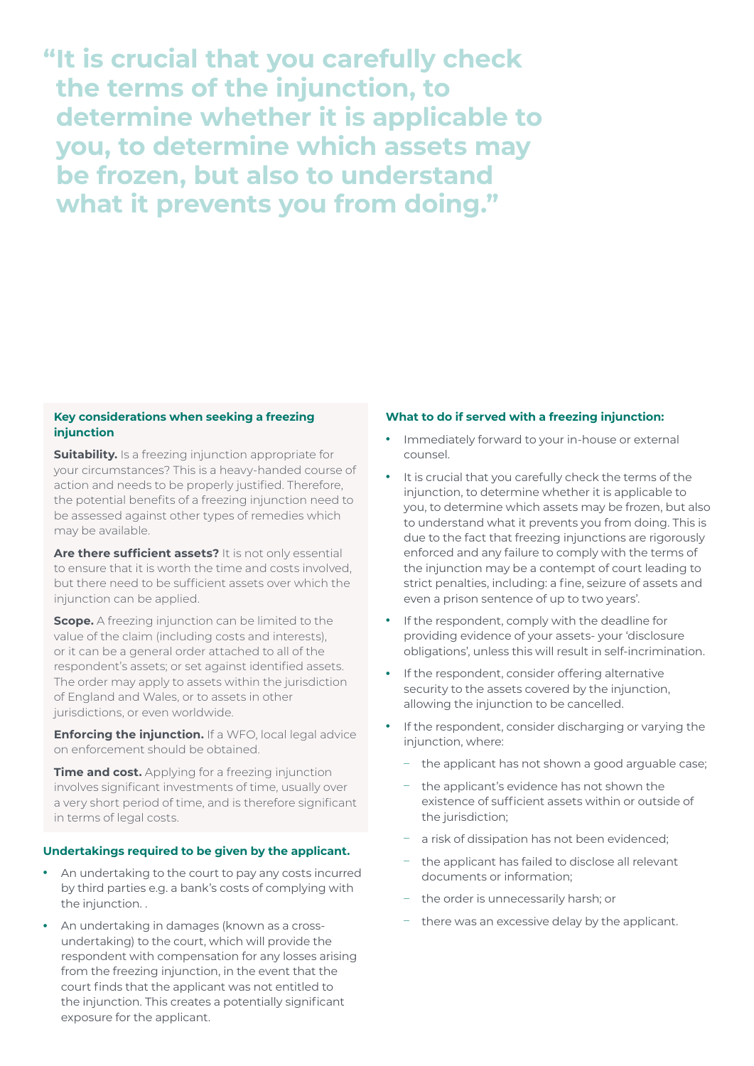> "It is crucial that you carefully check the terms of the injunction, to determine whether it is applicable to you, to determine which assets may be frozen, but also to understand what it prevents you from doing."

### Key considerations when seeking a freezing injunction

**Suitability.** Is a freezing injunction appropriate for your circumstances? This is a heavy-handed course of action and needs to be properly justified. Therefore, the potential benefits of a freezing injunction need to be assessed against other types of remedies which may be available.

**Are there sufficient assets?** It is not only essential to ensure that it is worth the time and costs involved, but there need to be sufficient assets over which the injunction can be applied.

**Scope.** A freezing injunction can be limited to the value of the claim (including costs and interests), or it can be a general order attached to all of the respondent's assets; or set against identified assets. The order may apply to assets within the jurisdiction of England and Wales, or to assets in other jurisdictions, or even worldwide.

**Enforcing the injunction.** If a WFO, local legal advice on enforcement should be obtained.

**Time and cost.** Applying for a freezing injunction involves significant investments of time, usually over a very short period of time, and is therefore significant in terms of legal costs.

### Undertakings required to be given by the applicant.

- An undertaking to the court to pay any costs incurred by third parties e.g. a bank's costs of complying with the injunction. .
- An undertaking in damages (known as a cross-undertaking) to the court, which will provide the respondent with compensation for any losses arising from the freezing injunction, in the event that the court finds that the applicant was not entitled to the injunction. This creates a potentially significant exposure for the applicant.

### What to do if served with a freezing injunction:

- Immediately forward to your in-house or external counsel.
- It is crucial that you carefully check the terms of the injunction, to determine whether it is applicable to you, to determine which assets may be frozen, but also to understand what it prevents you from doing. This is due to the fact that freezing injunctions are rigorously enforced and any failure to comply with the terms of the injunction may be a contempt of court leading to strict penalties, including: a fine, seizure of assets and even a prison sentence of up to two years'.
- If the respondent, comply with the deadline for providing evidence of your assets- your 'disclosure obligations', unless this will result in self-incrimination.
- If the respondent, consider offering alternative security to the assets covered by the injunction, allowing the injunction to be cancelled.
- If the respondent, consider discharging or varying the injunction, where:
  - the applicant has not shown a good arguable case;
  - the applicant's evidence has not shown the existence of sufficient assets within or outside of the jurisdiction;
  - a risk of dissipation has not been evidenced;
  - the applicant has failed to disclose all relevant documents or information;
  - the order is unnecessarily harsh; or
  - there was an excessive delay by the applicant.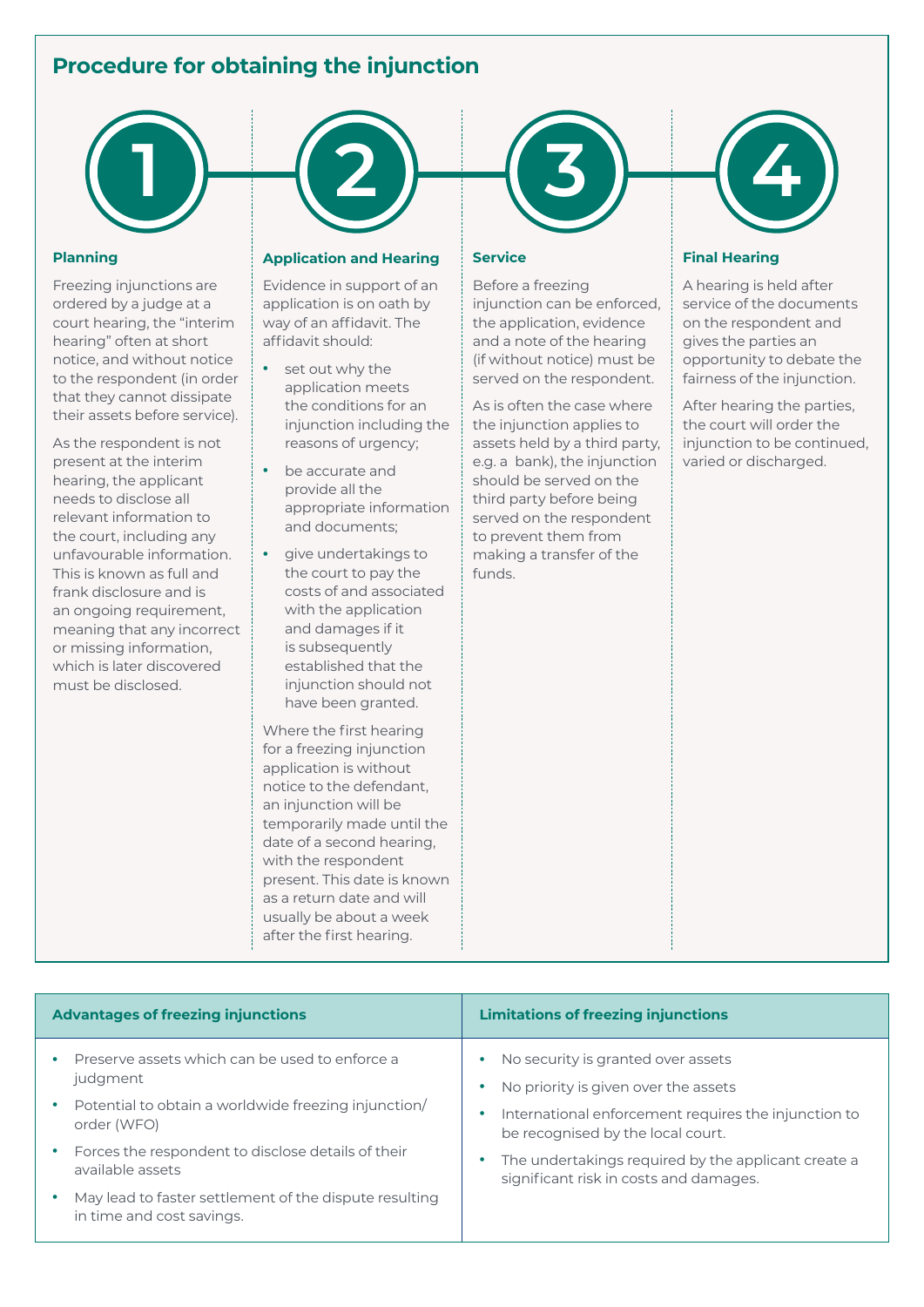## Procedure for obtaining the injunction

### 1 Planning

Freezing injunctions are ordered by a judge at a court hearing, the "interim hearing" often at short notice, and without notice to the respondent (in order that they cannot dissipate their assets before service).

As the respondent is not present at the interim hearing, the applicant needs to disclose all relevant information to the court, including any unfavourable information. This is known as full and frank disclosure and is an ongoing requirement, meaning that any incorrect or missing information, which is later discovered must be disclosed.

### 2 Application and Hearing

Evidence in support of an application is on oath by way of an affidavit. The affidavit should:

- set out why the application meets the conditions for an injunction including the reasons of urgency;
- be accurate and provide all the appropriate information and documents;
- give undertakings to the court to pay the costs of and associated with the application and damages if it is subsequently established that the injunction should not have been granted.

Where the first hearing for a freezing injunction application is without notice to the defendant, an injunction will be temporarily made until the date of a second hearing, with the respondent present. This date is known as a return date and will usually be about a week after the first hearing.

### 3 Service

Before a freezing injunction can be enforced, the application, evidence and a note of the hearing (if without notice) must be served on the respondent.

As is often the case where the injunction applies to assets held by a third party, e.g. a bank), the injunction should be served on the third party before being served on the respondent to prevent them from making a transfer of the funds.

### 4 Final Hearing

A hearing is held after service of the documents on the respondent and gives the parties an opportunity to debate the fairness of the injunction.

After hearing the parties, the court will order the injunction to be continued, varied or discharged.

| Advantages of freezing injunctions | Limitations of freezing injunctions |
|---|---|
| • Preserve assets which can be used to enforce a judgment<br>• Potential to obtain a worldwide freezing injunction/ order (WFO)<br>• Forces the respondent to disclose details of their available assets<br>• May lead to faster settlement of the dispute resulting in time and cost savings. | • No security is granted over assets<br>• No priority is given over the assets<br>• International enforcement requires the injunction to be recognised by the local court.<br>• The undertakings required by the applicant create a significant risk in costs and damages. |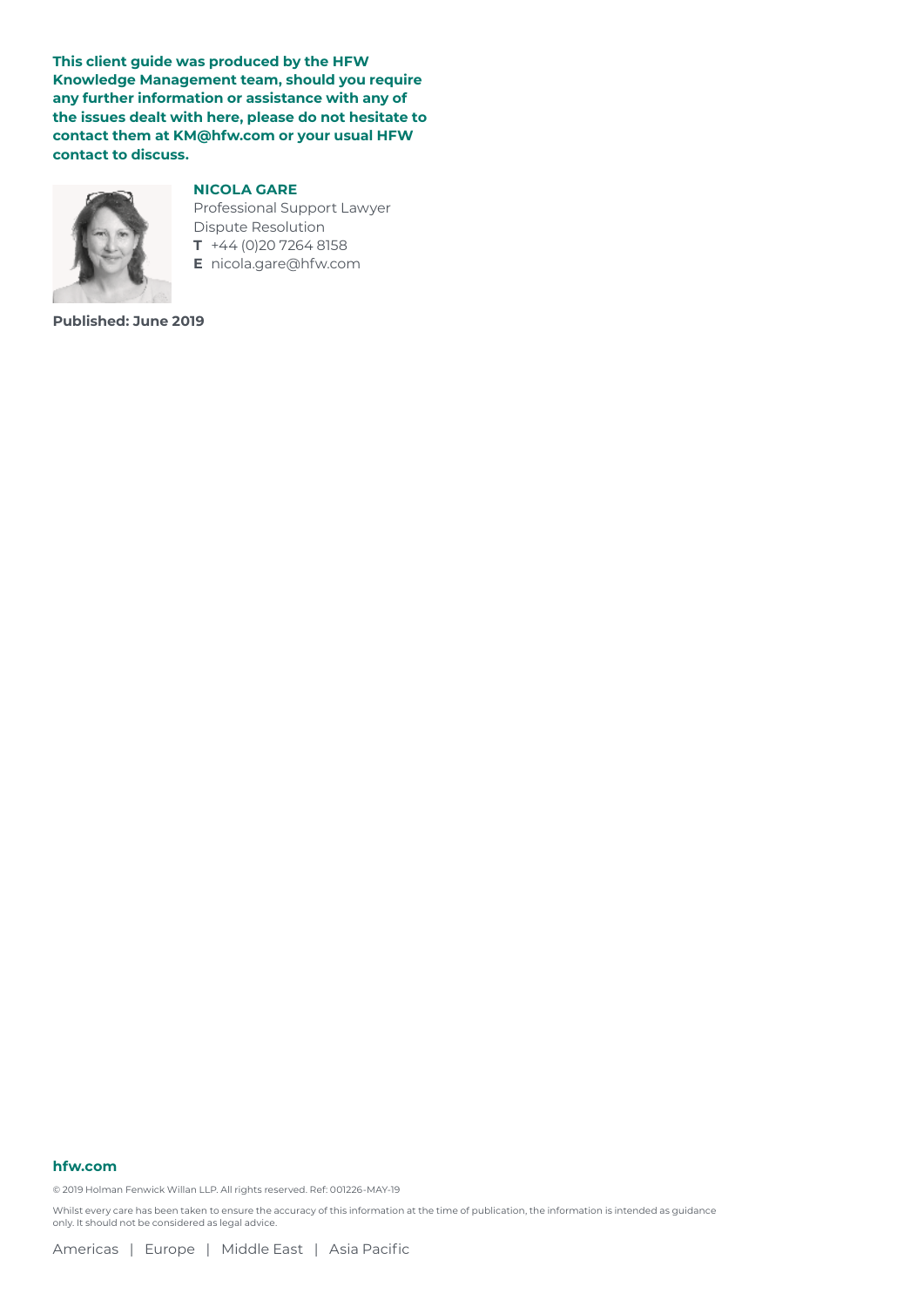**This client guide was produced by the HFW Knowledge Management team, should you require any further information or assistance with any of the issues dealt with here, please do not hesitate to contact them at KM@hfw.com or your usual HFW contact to discuss.**

**NICOLA GARE**
Professional Support Lawyer
Dispute Resolution
**T** +44 (0)20 7264 8158
**E** nicola.gare@hfw.com

**Published: June 2019**

**hfw.com**

© 2019 Holman Fenwick Willan LLP. All rights reserved. Ref: 001226-MAY-19

Whilst every care has been taken to ensure the accuracy of this information at the time of publication, the information is intended as guidance only. It should not be considered as legal advice.

Americas | Europe | Middle East | Asia Pacific